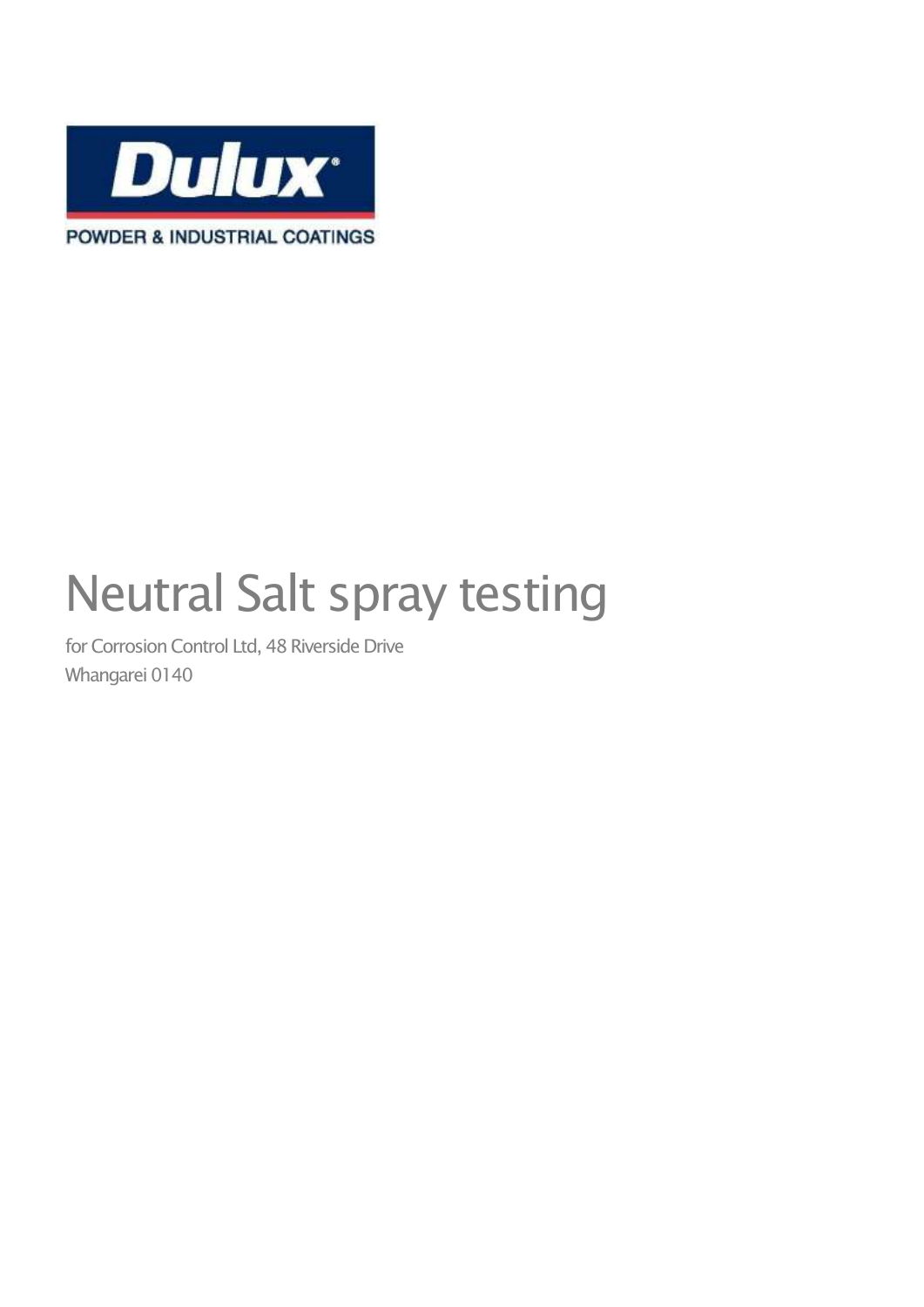Dulux

POWDER & INDUSTRIAL COATINGS

# Neutral Salt spray testing

for Corrosion Control Ltd, 48 Riverside Drive
Whangarei 0140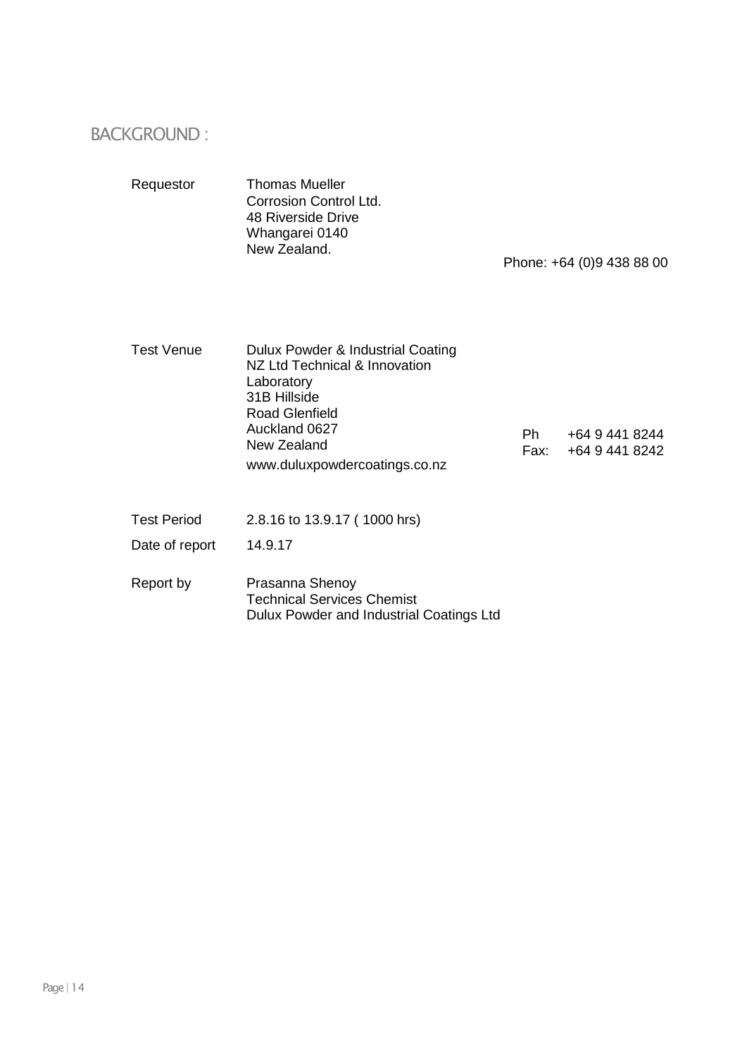# BACKGROUND :

| | |
|---|---|
| Requestor | Thomas Mueller<br>Corrosion Control Ltd.<br>48 Riverside Drive<br>Whangarei 0140<br>New Zealand.<br>Phone: +64 (0)9 438 88 00 |
| Test Venue | Dulux Powder & Industrial Coating NZ Ltd Technical & Innovation Laboratory<br>31B Hillside<br>Road Glenfield<br>Auckland 0627<br>New Zealand<br>www.duluxpowdercoatings.co.nz<br>Ph +64 9 441 8244<br>Fax: +64 9 441 8242 |
| Test Period | 2.8.16 to 13.9.17 ( 1000 hrs) |
| Date of report | 14.9.17 |
| Report by | Prasanna Shenoy<br>Technical Services Chemist<br>Dulux Powder and Industrial Coatings Ltd |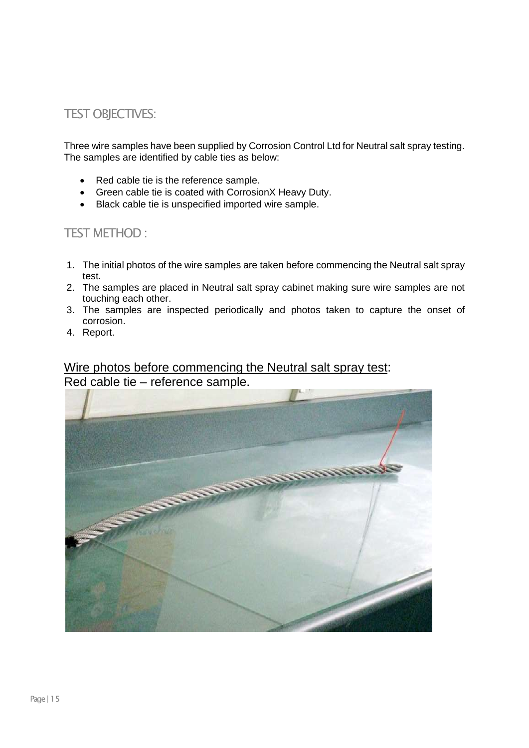## TEST OBJECTIVES:

Three wire samples have been supplied by Corrosion Control Ltd for Neutral salt spray testing. The samples are identified by cable ties as below:

- Red cable tie is the reference sample.
- Green cable tie is coated with CorrosionX Heavy Duty.
- Black cable tie is unspecified imported wire sample.

## TEST METHOD :

1. The initial photos of the wire samples are taken before commencing the Neutral salt spray test.
2. The samples are placed in Neutral salt spray cabinet making sure wire samples are not touching each other.
3. The samples are inspected periodically and photos taken to capture the onset of corrosion.
4. Report.

Wire photos before commencing the Neutral salt spray test:

Red cable tie – reference sample.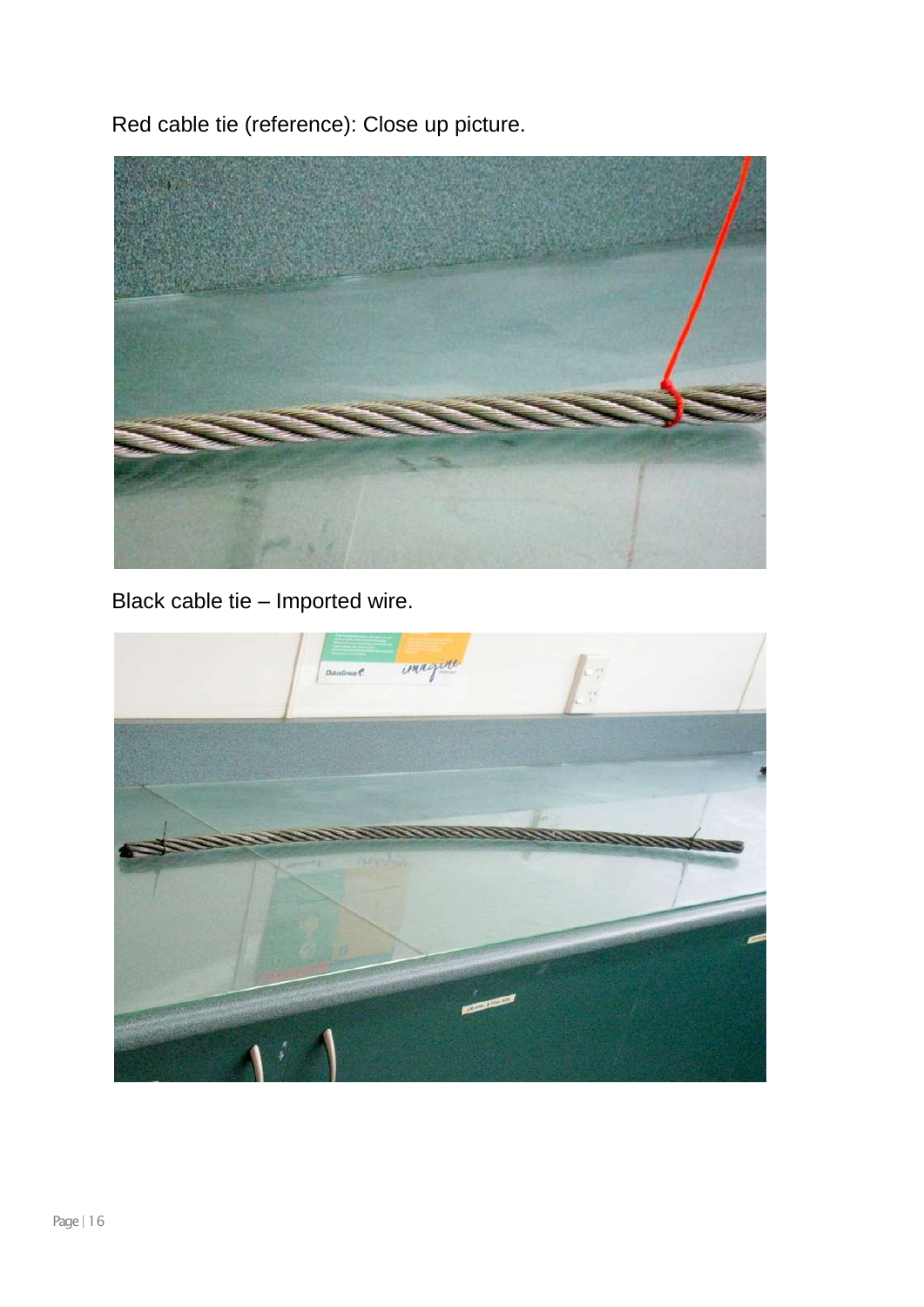Red cable tie (reference): Close up picture.

Black cable tie – Imported wire.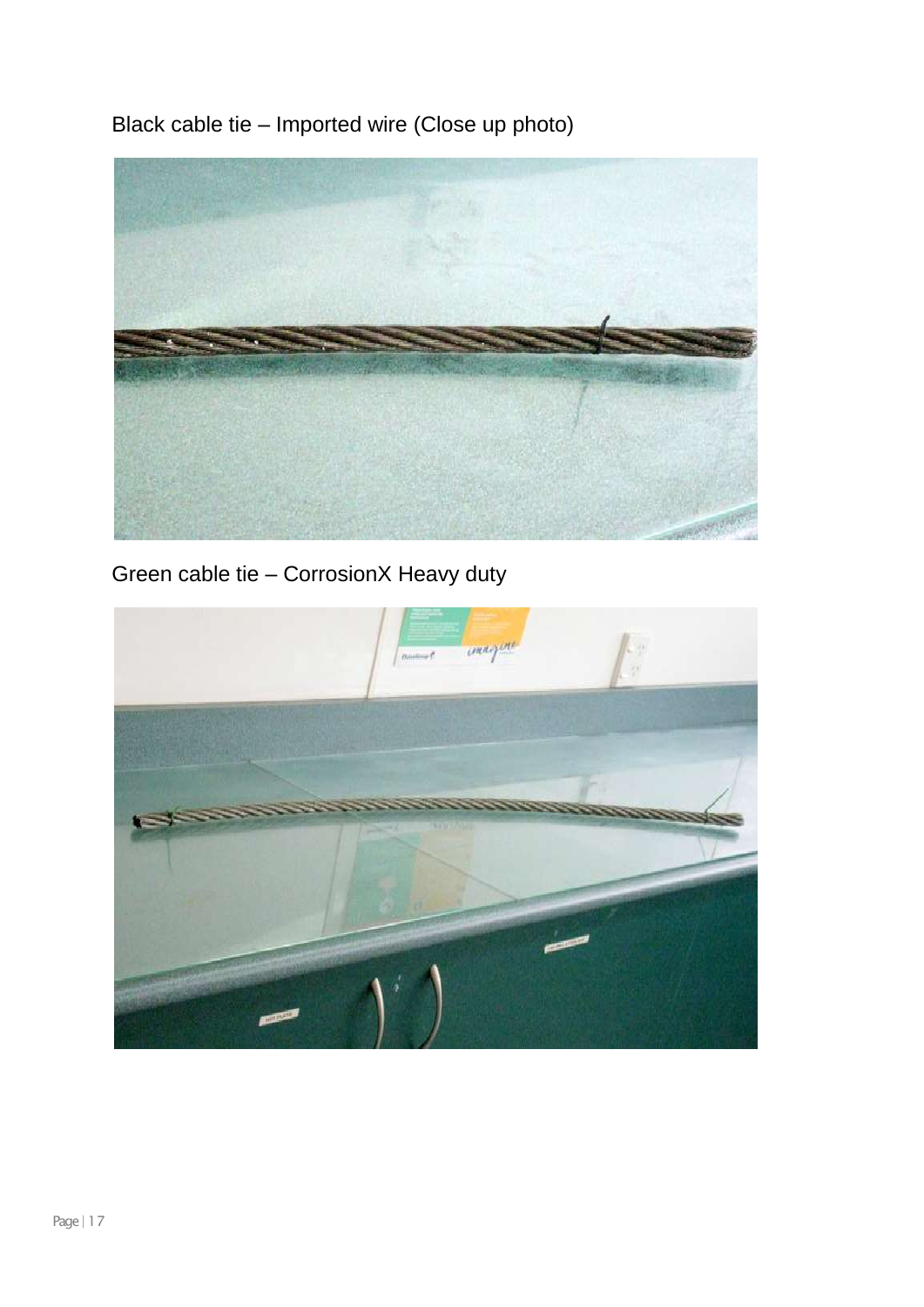Black cable tie – Imported wire (Close up photo)

Green cable tie – CorrosionX Heavy duty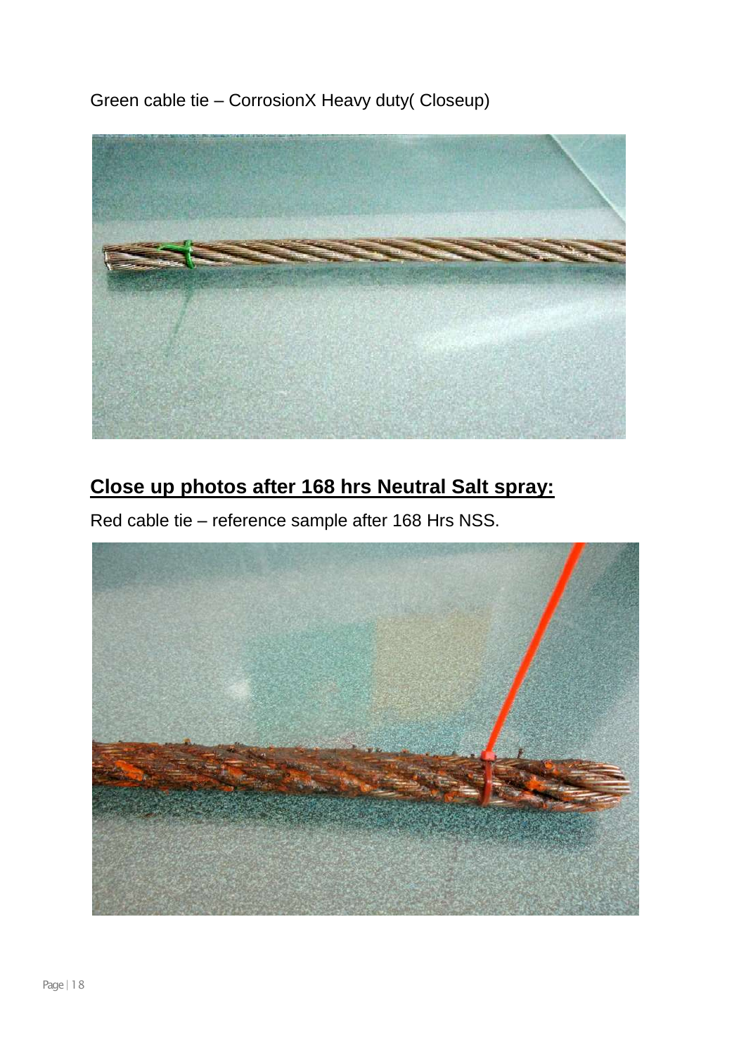Green cable tie – CorrosionX Heavy duty( Closeup)

## **Close up photos after 168 hrs Neutral Salt spray:**

Red cable tie – reference sample after 168 Hrs NSS.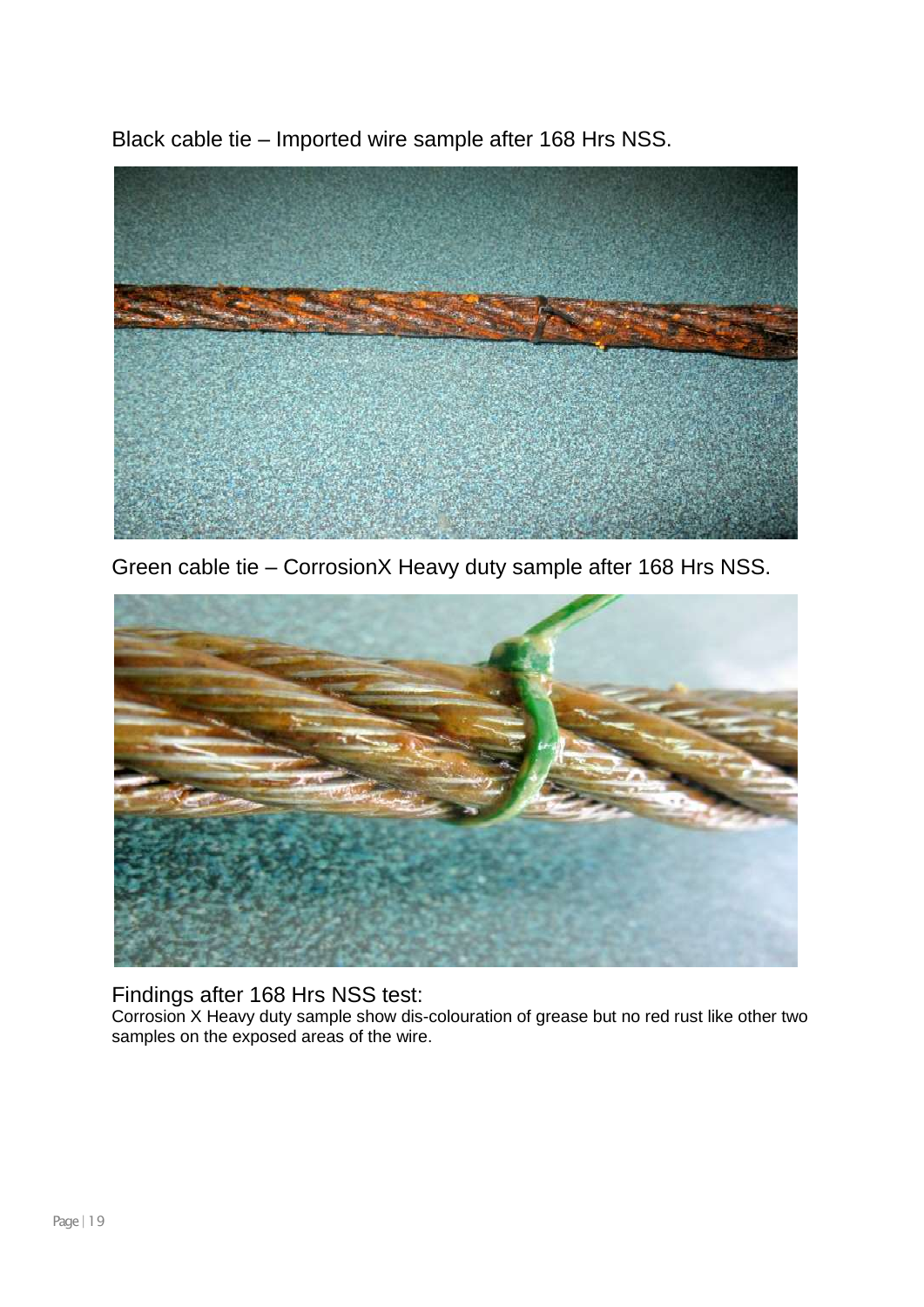Black cable tie – Imported wire sample after 168 Hrs NSS.

Green cable tie – CorrosionX Heavy duty sample after 168 Hrs NSS.

Findings after 168 Hrs NSS test:

Corrosion X Heavy duty sample show dis-colouration of grease but no red rust like other two samples on the exposed areas of the wire.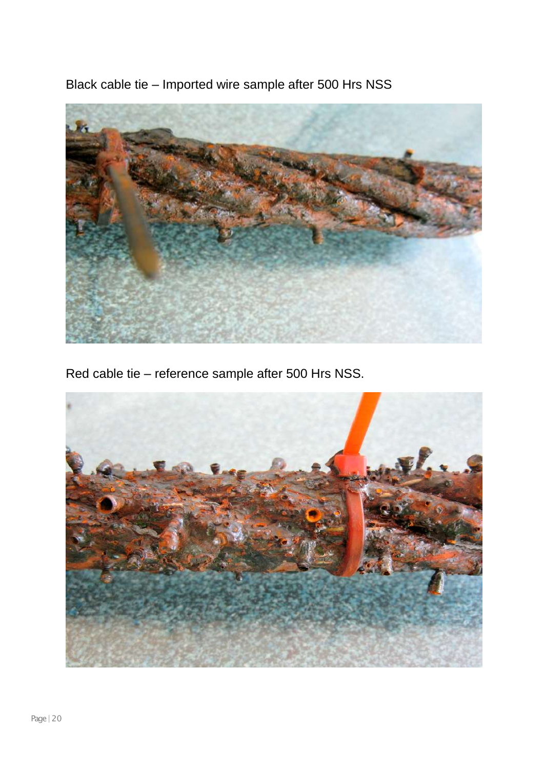Black cable tie – Imported wire sample after 500 Hrs NSS

Red cable tie – reference sample after 500 Hrs NSS.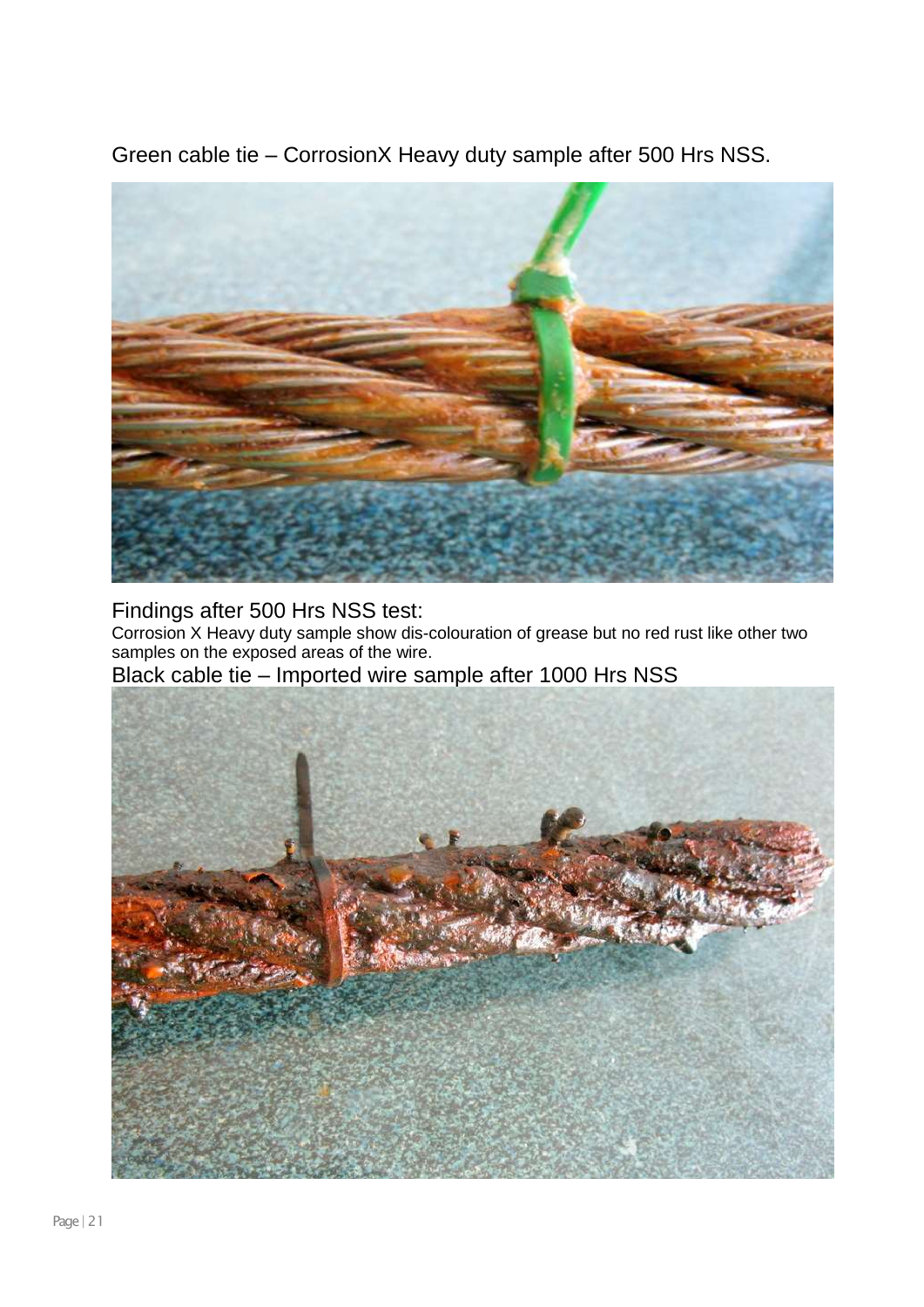Green cable tie – CorrosionX Heavy duty sample after 500 Hrs NSS.

## Findings after 500 Hrs NSS test:

Corrosion X Heavy duty sample show dis-colouration of grease but no red rust like other two samples on the exposed areas of the wire.

Black cable tie – Imported wire sample after 1000 Hrs NSS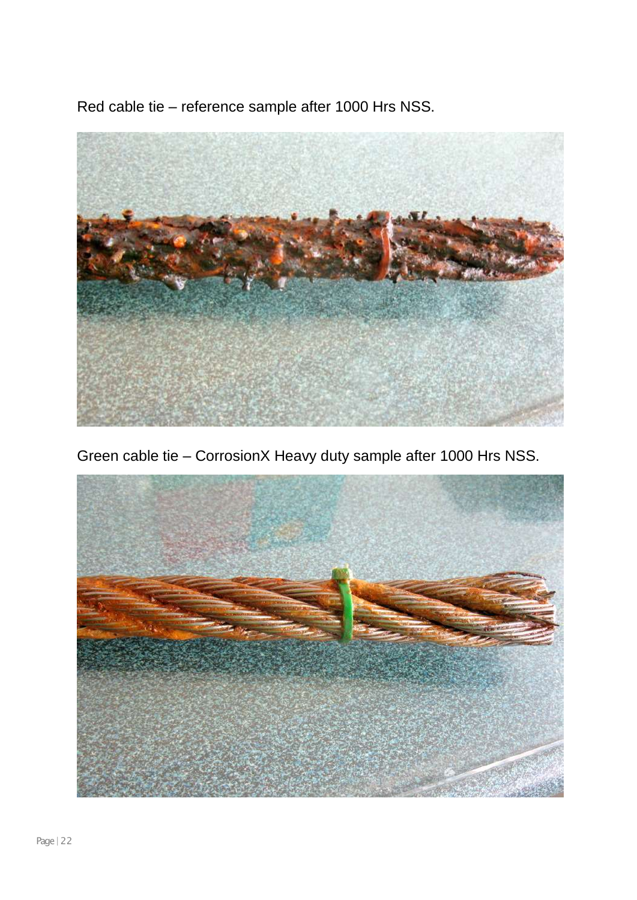Red cable tie – reference sample after 1000 Hrs NSS.

Green cable tie – CorrosionX Heavy duty sample after 1000 Hrs NSS.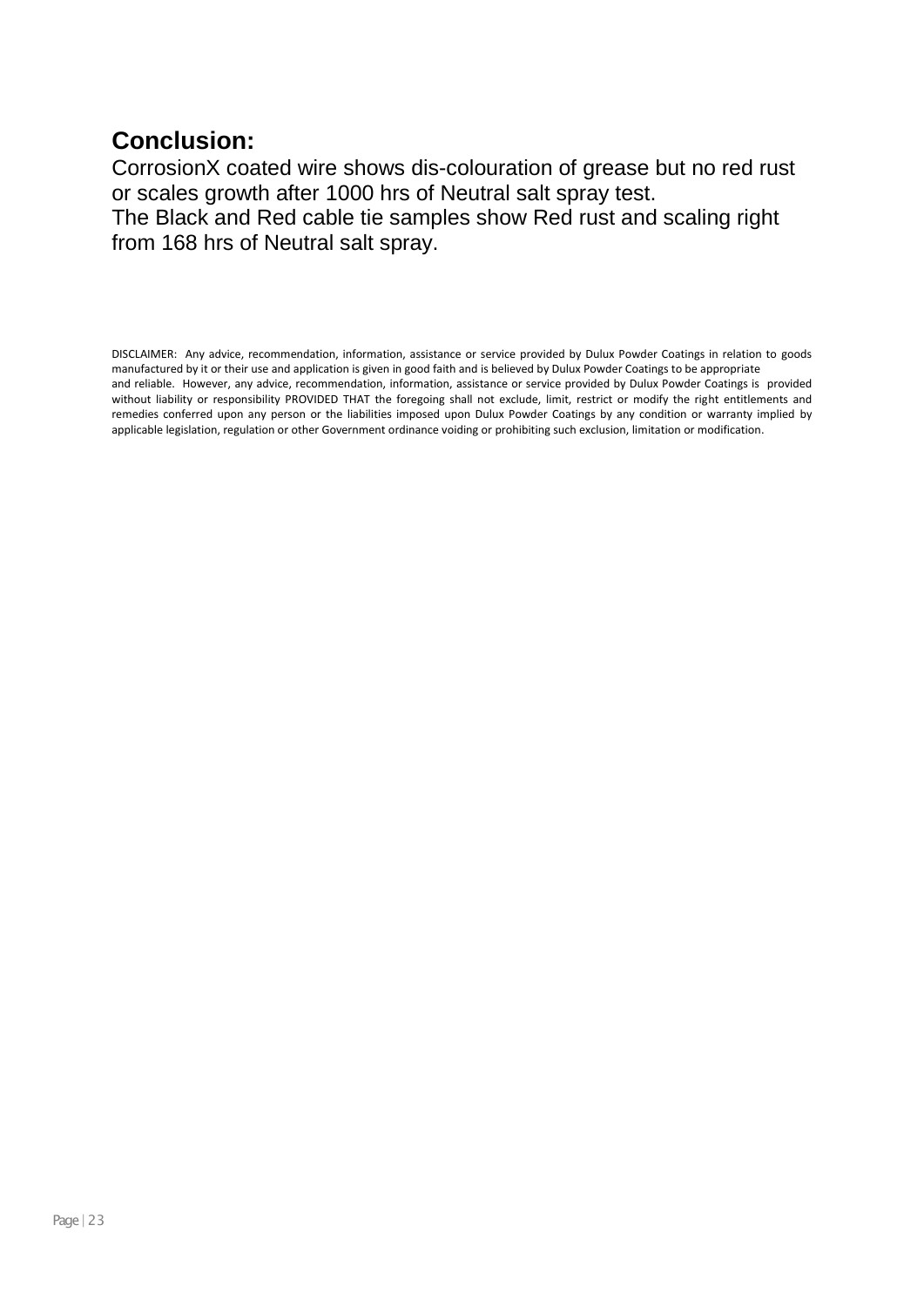## Conclusion:

CorrosionX coated wire shows dis-colouration of grease but no red rust or scales growth after 1000 hrs of Neutral salt spray test.
The Black and Red cable tie samples show Red rust and scaling right from 168 hrs of Neutral salt spray.

DISCLAIMER: Any advice, recommendation, information, assistance or service provided by Dulux Powder Coatings in relation to goods manufactured by it or their use and application is given in good faith and is believed by Dulux Powder Coatings to be appropriate and reliable. However, any advice, recommendation, information, assistance or service provided by Dulux Powder Coatings is provided without liability or responsibility PROVIDED THAT the foregoing shall not exclude, limit, restrict or modify the right entitlements and remedies conferred upon any person or the liabilities imposed upon Dulux Powder Coatings by any condition or warranty implied by applicable legislation, regulation or other Government ordinance voiding or prohibiting such exclusion, limitation or modification.